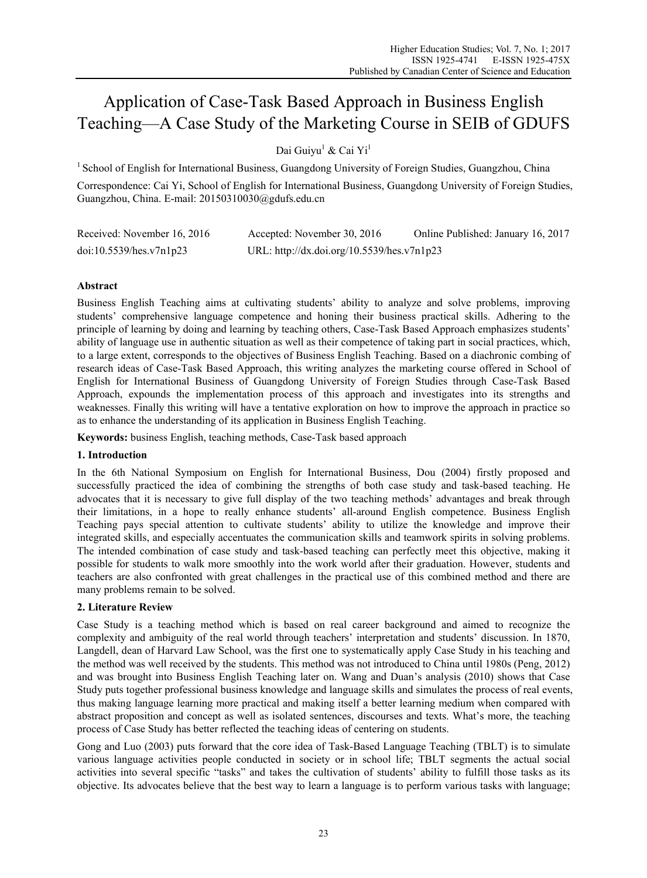# Application of Case-Task Based Approach in Business English Teaching—A Case Study of the Marketing Course in SEIB of GDUFS

Dai Guiyu[1] & Cai Yi[1]

[1] School of English for International Business, Guangdong University of Foreign Studies, Guangzhou, China

Correspondence: Cai Yi, School of English for International Business, Guangdong University of Foreign Studies, Guangzhou, China. E-mail: 20150310030@gdufs.edu.cn

Received: November 16, 2016 Accepted: November 30, 2016 Online Published: January 16, 2017

doi:10.5539/hes.v7n1p23 URL: http://dx.doi.org/10.5539/hes.v7n1p23

**Abstract**

Business English Teaching aims at cultivating students' ability to analyze and solve problems, improving students' comprehensive language competence and honing their business practical skills. Adhering to the principle of learning by doing and learning by teaching others, Case-Task Based Approach emphasizes students' ability of language use in authentic situation as well as their competence of taking part in social practices, which, to a large extent, corresponds to the objectives of Business English Teaching. Based on a diachronic combing of research ideas of Case-Task Based Approach, this writing analyzes the marketing course offered in School of English for International Business of Guangdong University of Foreign Studies through Case-Task Based Approach, expounds the implementation process of this approach and investigates into its strengths and weaknesses. Finally this writing will have a tentative exploration on how to improve the approach in practice so as to enhance the understanding of its application in Business English Teaching.

**Keywords:** business English, teaching methods, Case-Task based approach

## 1. Introduction

In the 6th National Symposium on English for International Business, Dou (2004) firstly proposed and successfully practiced the idea of combining the strengths of both case study and task-based teaching. He advocates that it is necessary to give full display of the two teaching methods' advantages and break through their limitations, in a hope to really enhance students' all-around English competence. Business English Teaching pays special attention to cultivate students' ability to utilize the knowledge and improve their integrated skills, and especially accentuates the communication skills and teamwork spirits in solving problems. The intended combination of case study and task-based teaching can perfectly meet this objective, making it possible for students to walk more smoothly into the work world after their graduation. However, students and teachers are also confronted with great challenges in the practical use of this combined method and there are many problems remain to be solved.

## 2. Literature Review

Case Study is a teaching method which is based on real career background and aimed to recognize the complexity and ambiguity of the real world through teachers' interpretation and students' discussion. In 1870, Langdell, dean of Harvard Law School, was the first one to systematically apply Case Study in his teaching and the method was well received by the students. This method was not introduced to China until 1980s (Peng, 2012) and was brought into Business English Teaching later on. Wang and Duan's analysis (2010) shows that Case Study puts together professional business knowledge and language skills and simulates the process of real events, thus making language learning more practical and making itself a better learning medium when compared with abstract proposition and concept as well as isolated sentences, discourses and texts. What's more, the teaching process of Case Study has better reflected the teaching ideas of centering on students.

Gong and Luo (2003) puts forward that the core idea of Task-Based Language Teaching (TBLT) is to simulate various language activities people conducted in society or in school life; TBLT segments the actual social activities into several specific "tasks" and takes the cultivation of students' ability to fulfill those tasks as its objective. Its advocates believe that the best way to learn a language is to perform various tasks with language;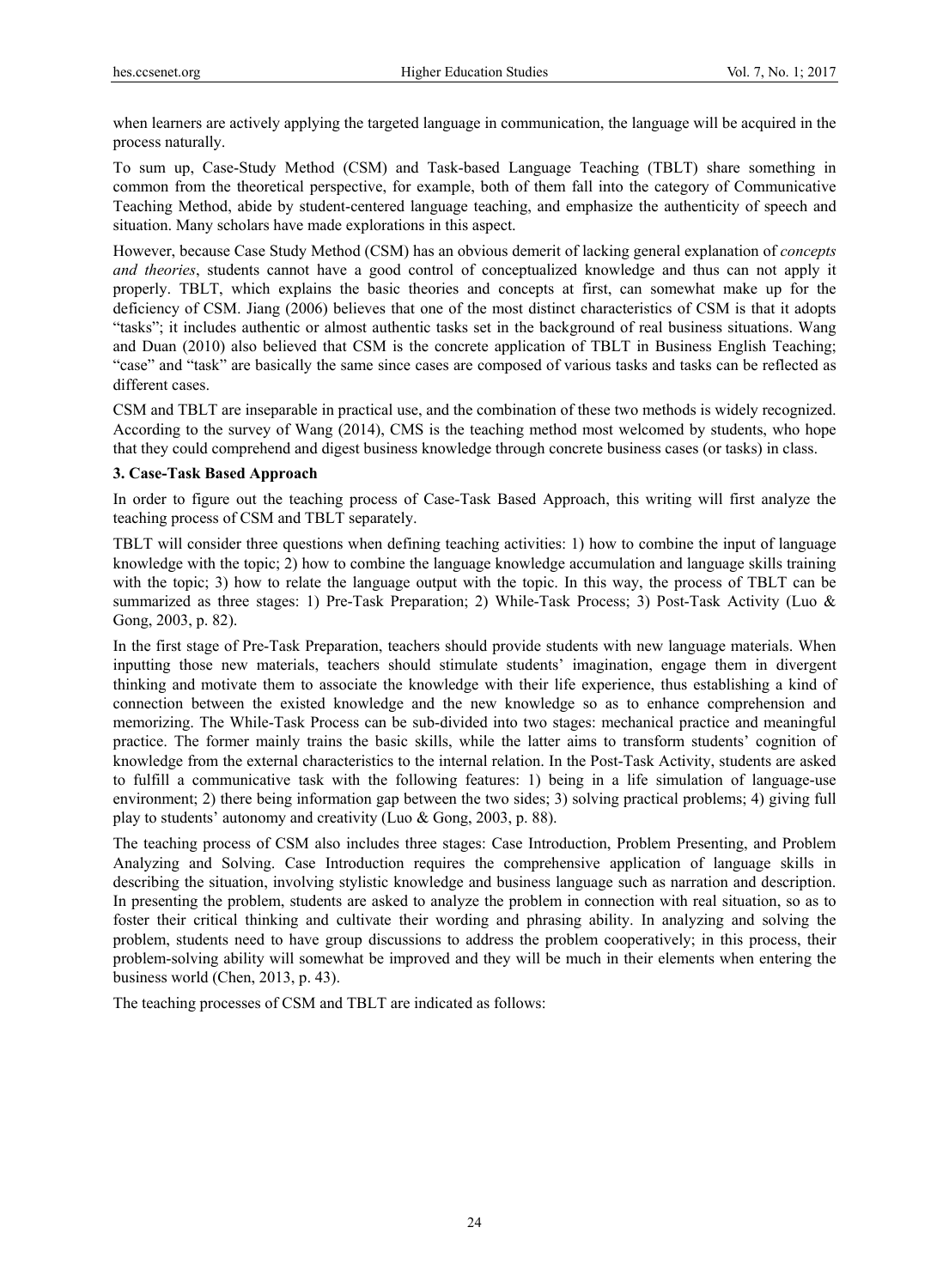when learners are actively applying the targeted language in communication, the language will be acquired in the process naturally.

To sum up, Case-Study Method (CSM) and Task-based Language Teaching (TBLT) share something in common from the theoretical perspective, for example, both of them fall into the category of Communicative Teaching Method, abide by student-centered language teaching, and emphasize the authenticity of speech and situation. Many scholars have made explorations in this aspect.

However, because Case Study Method (CSM) has an obvious demerit of lacking general explanation of *concepts and theories*, students cannot have a good control of conceptualized knowledge and thus can not apply it properly. TBLT, which explains the basic theories and concepts at first, can somewhat make up for the deficiency of CSM. Jiang (2006) believes that one of the most distinct characteristics of CSM is that it adopts "tasks"; it includes authentic or almost authentic tasks set in the background of real business situations. Wang and Duan (2010) also believed that CSM is the concrete application of TBLT in Business English Teaching; "case" and "task" are basically the same since cases are composed of various tasks and tasks can be reflected as different cases.

CSM and TBLT are inseparable in practical use, and the combination of these two methods is widely recognized. According to the survey of Wang (2014), CMS is the teaching method most welcomed by students, who hope that they could comprehend and digest business knowledge through concrete business cases (or tasks) in class.

### 3. Case-Task Based Approach

In order to figure out the teaching process of Case-Task Based Approach, this writing will first analyze the teaching process of CSM and TBLT separately.

TBLT will consider three questions when defining teaching activities: 1) how to combine the input of language knowledge with the topic; 2) how to combine the language knowledge accumulation and language skills training with the topic; 3) how to relate the language output with the topic. In this way, the process of TBLT can be summarized as three stages: 1) Pre-Task Preparation; 2) While-Task Process; 3) Post-Task Activity (Luo & Gong, 2003, p. 82).

In the first stage of Pre-Task Preparation, teachers should provide students with new language materials. When inputting those new materials, teachers should stimulate students' imagination, engage them in divergent thinking and motivate them to associate the knowledge with their life experience, thus establishing a kind of connection between the existed knowledge and the new knowledge so as to enhance comprehension and memorizing. The While-Task Process can be sub-divided into two stages: mechanical practice and meaningful practice. The former mainly trains the basic skills, while the latter aims to transform students' cognition of knowledge from the external characteristics to the internal relation. In the Post-Task Activity, students are asked to fulfill a communicative task with the following features: 1) being in a life simulation of language-use environment; 2) there being information gap between the two sides; 3) solving practical problems; 4) giving full play to students' autonomy and creativity (Luo & Gong, 2003, p. 88).

The teaching process of CSM also includes three stages: Case Introduction, Problem Presenting, and Problem Analyzing and Solving. Case Introduction requires the comprehensive application of language skills in describing the situation, involving stylistic knowledge and business language such as narration and description. In presenting the problem, students are asked to analyze the problem in connection with real situation, so as to foster their critical thinking and cultivate their wording and phrasing ability. In analyzing and solving the problem, students need to have group discussions to address the problem cooperatively; in this process, their problem-solving ability will somewhat be improved and they will be much in their elements when entering the business world (Chen, 2013, p. 43).

The teaching processes of CSM and TBLT are indicated as follows: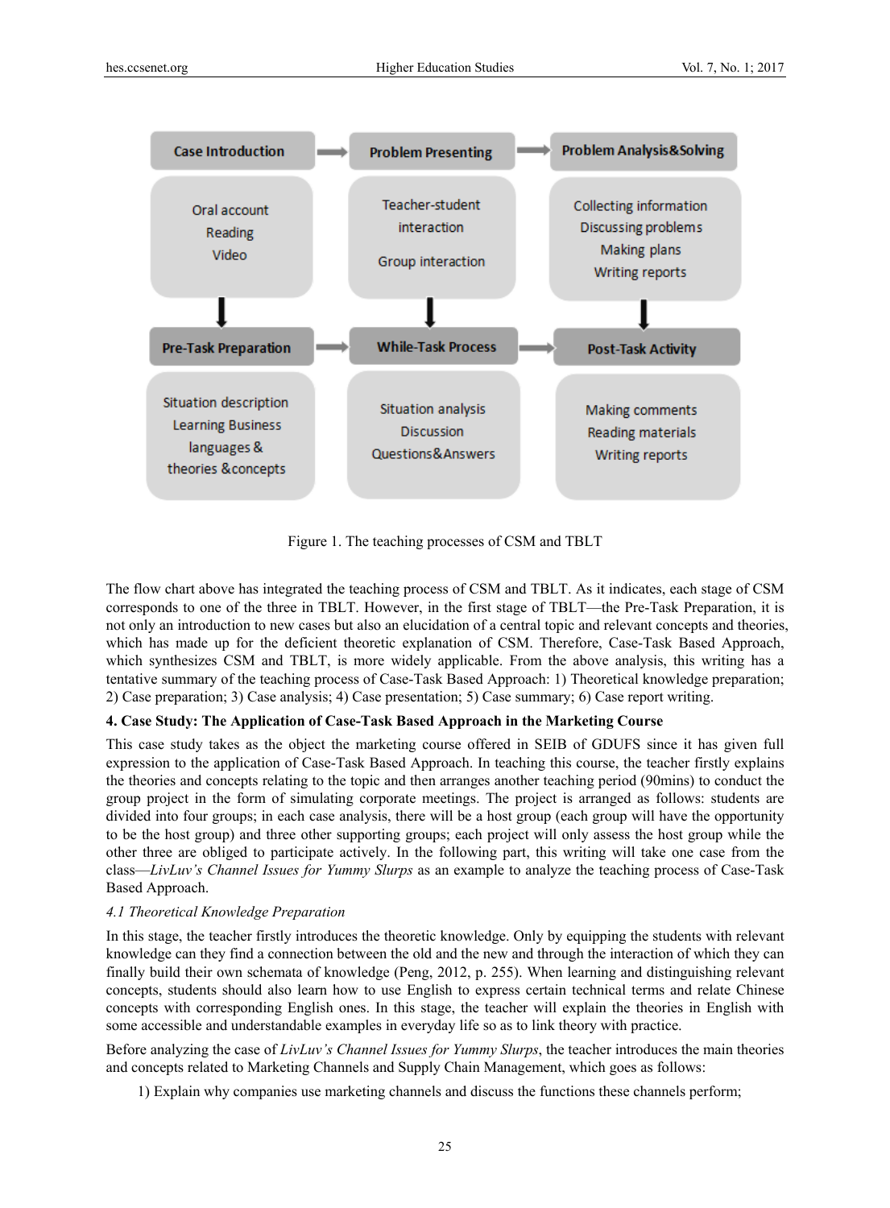| Case Introduction | → | Problem Presenting | → | Problem Analysis&Solving |
|---|---|---|---|---|
| Oral account<br>Reading<br>Video | | Teacher-student interaction<br>Group interaction | | Collecting information<br>Discussing problems<br>Making plans<br>Writing reports |
| ↓ | | ↓ | | ↓ |
| **Pre-Task Preparation** | → | **While-Task Process** | → | **Post-Task Activity** |
| Situation description<br>Learning Business languages & theories &concepts | | Situation analysis<br>Discussion<br>Questions&Answers | | Making comments<br>Reading materials<br>Writing reports |

Figure 1. The teaching processes of CSM and TBLT

The flow chart above has integrated the teaching process of CSM and TBLT. As it indicates, each stage of CSM corresponds to one of the three in TBLT. However, in the first stage of TBLT—the Pre-Task Preparation, it is not only an introduction to new cases but also an elucidation of a central topic and relevant concepts and theories, which has made up for the deficient theoretic explanation of CSM. Therefore, Case-Task Based Approach, which synthesizes CSM and TBLT, is more widely applicable. From the above analysis, this writing has a tentative summary of the teaching process of Case-Task Based Approach: 1) Theoretical knowledge preparation; 2) Case preparation; 3) Case analysis; 4) Case presentation; 5) Case summary; 6) Case report writing.

## 4. Case Study: The Application of Case-Task Based Approach in the Marketing Course

This case study takes as the object the marketing course offered in SEIB of GDUFS since it has given full expression to the application of Case-Task Based Approach. In teaching this course, the teacher firstly explains the theories and concepts relating to the topic and then arranges another teaching period (90mins) to conduct the group project in the form of simulating corporate meetings. The project is arranged as follows: students are divided into four groups; in each case analysis, there will be a host group (each group will have the opportunity to be the host group) and three other supporting groups; each project will only assess the host group while the other three are obliged to participate actively. In the following part, this writing will take one case from the class—*LivLuv's Channel Issues for Yummy Slurps* as an example to analyze the teaching process of Case-Task Based Approach.

### *4.1 Theoretical Knowledge Preparation*

In this stage, the teacher firstly introduces the theoretic knowledge. Only by equipping the students with relevant knowledge can they find a connection between the old and the new and through the interaction of which they can finally build their own schemata of knowledge (Peng, 2012, p. 255). When learning and distinguishing relevant concepts, students should also learn how to use English to express certain technical terms and relate Chinese concepts with corresponding English ones. In this stage, the teacher will explain the theories in English with some accessible and understandable examples in everyday life so as to link theory with practice.

Before analyzing the case of *LivLuv's Channel Issues for Yummy Slurps*, the teacher introduces the main theories and concepts related to Marketing Channels and Supply Chain Management, which goes as follows:

1) Explain why companies use marketing channels and discuss the functions these channels perform;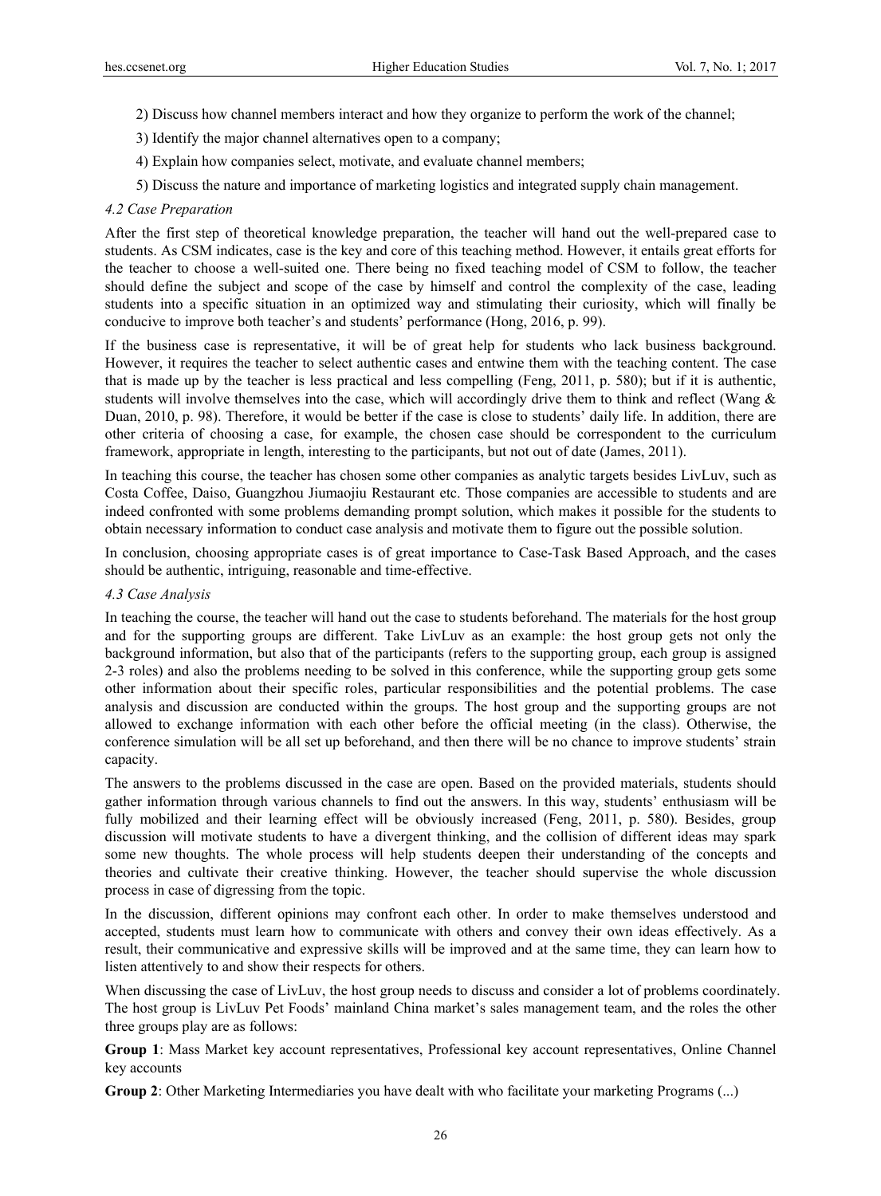2) Discuss how channel members interact and how they organize to perform the work of the channel;

3) Identify the major channel alternatives open to a company;

4) Explain how companies select, motivate, and evaluate channel members;

5) Discuss the nature and importance of marketing logistics and integrated supply chain management.

### *4.2 Case Preparation*

After the first step of theoretical knowledge preparation, the teacher will hand out the well-prepared case to students. As CSM indicates, case is the key and core of this teaching method. However, it entails great efforts for the teacher to choose a well-suited one. There being no fixed teaching model of CSM to follow, the teacher should define the subject and scope of the case by himself and control the complexity of the case, leading students into a specific situation in an optimized way and stimulating their curiosity, which will finally be conducive to improve both teacher's and students' performance (Hong, 2016, p. 99).

If the business case is representative, it will be of great help for students who lack business background. However, it requires the teacher to select authentic cases and entwine them with the teaching content. The case that is made up by the teacher is less practical and less compelling (Feng, 2011, p. 580); but if it is authentic, students will involve themselves into the case, which will accordingly drive them to think and reflect (Wang & Duan, 2010, p. 98). Therefore, it would be better if the case is close to students' daily life. In addition, there are other criteria of choosing a case, for example, the chosen case should be correspondent to the curriculum framework, appropriate in length, interesting to the participants, but not out of date (James, 2011).

In teaching this course, the teacher has chosen some other companies as analytic targets besides LivLuv, such as Costa Coffee, Daiso, Guangzhou Jiumaojiu Restaurant etc. Those companies are accessible to students and are indeed confronted with some problems demanding prompt solution, which makes it possible for the students to obtain necessary information to conduct case analysis and motivate them to figure out the possible solution.

In conclusion, choosing appropriate cases is of great importance to Case-Task Based Approach, and the cases should be authentic, intriguing, reasonable and time-effective.

### *4.3 Case Analysis*

In teaching the course, the teacher will hand out the case to students beforehand. The materials for the host group and for the supporting groups are different. Take LivLuv as an example: the host group gets not only the background information, but also that of the participants (refers to the supporting group, each group is assigned 2-3 roles) and also the problems needing to be solved in this conference, while the supporting group gets some other information about their specific roles, particular responsibilities and the potential problems. The case analysis and discussion are conducted within the groups. The host group and the supporting groups are not allowed to exchange information with each other before the official meeting (in the class). Otherwise, the conference simulation will be all set up beforehand, and then there will be no chance to improve students' strain capacity.

The answers to the problems discussed in the case are open. Based on the provided materials, students should gather information through various channels to find out the answers. In this way, students' enthusiasm will be fully mobilized and their learning effect will be obviously increased (Feng, 2011, p. 580). Besides, group discussion will motivate students to have a divergent thinking, and the collision of different ideas may spark some new thoughts. The whole process will help students deepen their understanding of the concepts and theories and cultivate their creative thinking. However, the teacher should supervise the whole discussion process in case of digressing from the topic.

In the discussion, different opinions may confront each other. In order to make themselves understood and accepted, students must learn how to communicate with others and convey their own ideas effectively. As a result, their communicative and expressive skills will be improved and at the same time, they can learn how to listen attentively to and show their respects for others.

When discussing the case of LivLuv, the host group needs to discuss and consider a lot of problems coordinately. The host group is LivLuv Pet Foods' mainland China market's sales management team, and the roles the other three groups play are as follows:

**Group 1**: Mass Market key account representatives, Professional key account representatives, Online Channel key accounts

**Group 2**: Other Marketing Intermediaries you have dealt with who facilitate your marketing Programs (...)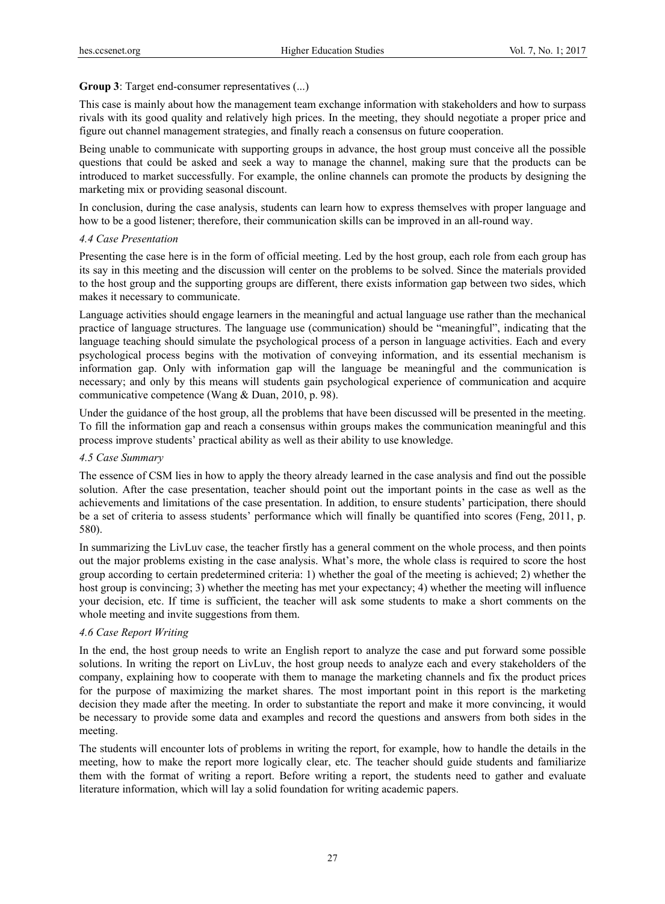**Group 3**: Target end-consumer representatives (...)

This case is mainly about how the management team exchange information with stakeholders and how to surpass rivals with its good quality and relatively high prices. In the meeting, they should negotiate a proper price and figure out channel management strategies, and finally reach a consensus on future cooperation.

Being unable to communicate with supporting groups in advance, the host group must conceive all the possible questions that could be asked and seek a way to manage the channel, making sure that the products can be introduced to market successfully. For example, the online channels can promote the products by designing the marketing mix or providing seasonal discount.

In conclusion, during the case analysis, students can learn how to express themselves with proper language and how to be a good listener; therefore, their communication skills can be improved in an all-round way.

### *4.4 Case Presentation*

Presenting the case here is in the form of official meeting. Led by the host group, each role from each group has its say in this meeting and the discussion will center on the problems to be solved. Since the materials provided to the host group and the supporting groups are different, there exists information gap between two sides, which makes it necessary to communicate.

Language activities should engage learners in the meaningful and actual language use rather than the mechanical practice of language structures. The language use (communication) should be "meaningful", indicating that the language teaching should simulate the psychological process of a person in language activities. Each and every psychological process begins with the motivation of conveying information, and its essential mechanism is information gap. Only with information gap will the language be meaningful and the communication is necessary; and only by this means will students gain psychological experience of communication and acquire communicative competence (Wang & Duan, 2010, p. 98).

Under the guidance of the host group, all the problems that have been discussed will be presented in the meeting. To fill the information gap and reach a consensus within groups makes the communication meaningful and this process improve students' practical ability as well as their ability to use knowledge.

### *4.5 Case Summary*

The essence of CSM lies in how to apply the theory already learned in the case analysis and find out the possible solution. After the case presentation, teacher should point out the important points in the case as well as the achievements and limitations of the case presentation. In addition, to ensure students' participation, there should be a set of criteria to assess students' performance which will finally be quantified into scores (Feng, 2011, p. 580).

In summarizing the LivLuv case, the teacher firstly has a general comment on the whole process, and then points out the major problems existing in the case analysis. What's more, the whole class is required to score the host group according to certain predetermined criteria: 1) whether the goal of the meeting is achieved; 2) whether the host group is convincing; 3) whether the meeting has met your expectancy; 4) whether the meeting will influence your decision, etc. If time is sufficient, the teacher will ask some students to make a short comments on the whole meeting and invite suggestions from them.

### *4.6 Case Report Writing*

In the end, the host group needs to write an English report to analyze the case and put forward some possible solutions. In writing the report on LivLuv, the host group needs to analyze each and every stakeholders of the company, explaining how to cooperate with them to manage the marketing channels and fix the product prices for the purpose of maximizing the market shares. The most important point in this report is the marketing decision they made after the meeting. In order to substantiate the report and make it more convincing, it would be necessary to provide some data and examples and record the questions and answers from both sides in the meeting.

The students will encounter lots of problems in writing the report, for example, how to handle the details in the meeting, how to make the report more logically clear, etc. The teacher should guide students and familiarize them with the format of writing a report. Before writing a report, the students need to gather and evaluate literature information, which will lay a solid foundation for writing academic papers.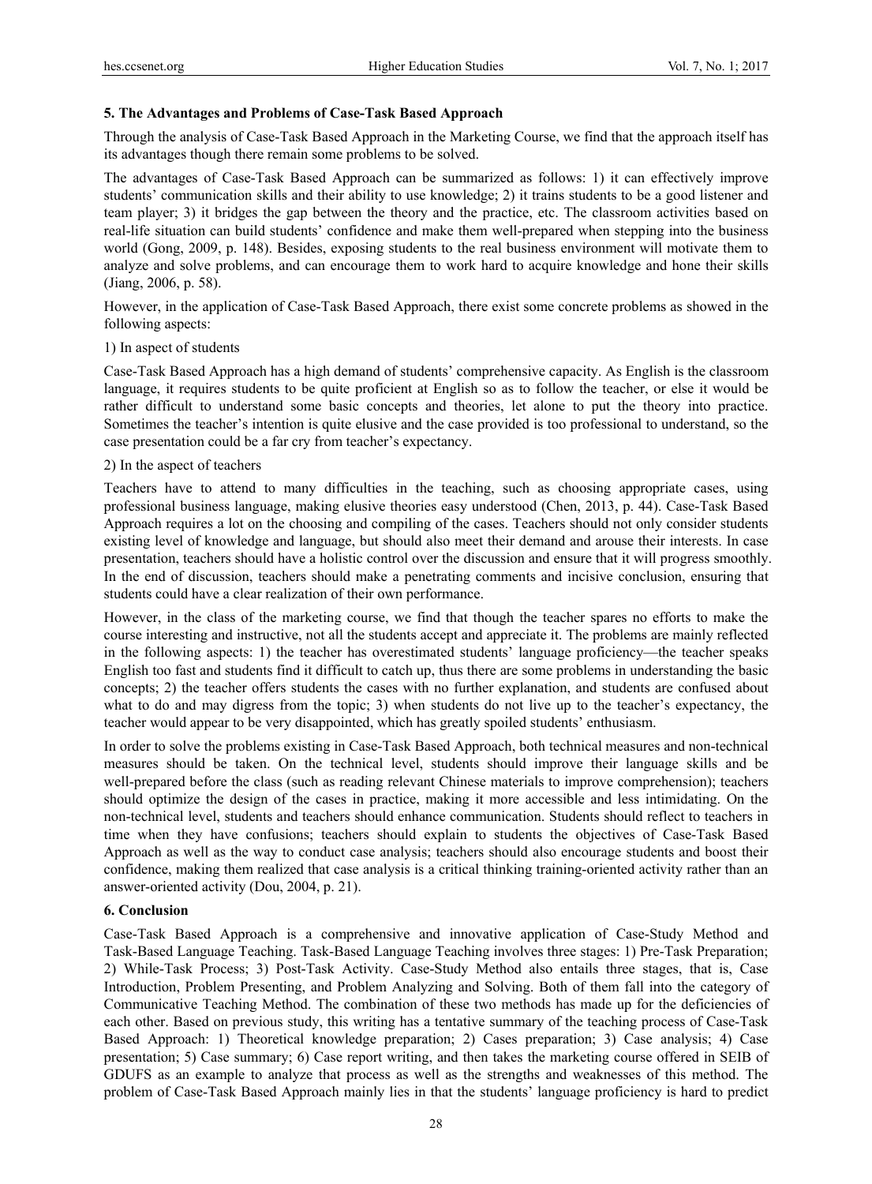### 5. The Advantages and Problems of Case-Task Based Approach

Through the analysis of Case-Task Based Approach in the Marketing Course, we find that the approach itself has its advantages though there remain some problems to be solved.

The advantages of Case-Task Based Approach can be summarized as follows: 1) it can effectively improve students' communication skills and their ability to use knowledge; 2) it trains students to be a good listener and team player; 3) it bridges the gap between the theory and the practice, etc. The classroom activities based on real-life situation can build students' confidence and make them well-prepared when stepping into the business world (Gong, 2009, p. 148). Besides, exposing students to the real business environment will motivate them to analyze and solve problems, and can encourage them to work hard to acquire knowledge and hone their skills (Jiang, 2006, p. 58).

However, in the application of Case-Task Based Approach, there exist some concrete problems as showed in the following aspects:

1) In aspect of students

Case-Task Based Approach has a high demand of students' comprehensive capacity. As English is the classroom language, it requires students to be quite proficient at English so as to follow the teacher, or else it would be rather difficult to understand some basic concepts and theories, let alone to put the theory into practice. Sometimes the teacher's intention is quite elusive and the case provided is too professional to understand, so the case presentation could be a far cry from teacher's expectancy.

2) In the aspect of teachers

Teachers have to attend to many difficulties in the teaching, such as choosing appropriate cases, using professional business language, making elusive theories easy understood (Chen, 2013, p. 44). Case-Task Based Approach requires a lot on the choosing and compiling of the cases. Teachers should not only consider students existing level of knowledge and language, but should also meet their demand and arouse their interests. In case presentation, teachers should have a holistic control over the discussion and ensure that it will progress smoothly. In the end of discussion, teachers should make a penetrating comments and incisive conclusion, ensuring that students could have a clear realization of their own performance.

However, in the class of the marketing course, we find that though the teacher spares no efforts to make the course interesting and instructive, not all the students accept and appreciate it. The problems are mainly reflected in the following aspects: 1) the teacher has overestimated students' language proficiency—the teacher speaks English too fast and students find it difficult to catch up, thus there are some problems in understanding the basic concepts; 2) the teacher offers students the cases with no further explanation, and students are confused about what to do and may digress from the topic; 3) when students do not live up to the teacher's expectancy, the teacher would appear to be very disappointed, which has greatly spoiled students' enthusiasm.

In order to solve the problems existing in Case-Task Based Approach, both technical measures and non-technical measures should be taken. On the technical level, students should improve their language skills and be well-prepared before the class (such as reading relevant Chinese materials to improve comprehension); teachers should optimize the design of the cases in practice, making it more accessible and less intimidating. On the non-technical level, students and teachers should enhance communication. Students should reflect to teachers in time when they have confusions; teachers should explain to students the objectives of Case-Task Based Approach as well as the way to conduct case analysis; teachers should also encourage students and boost their confidence, making them realized that case analysis is a critical thinking training-oriented activity rather than an answer-oriented activity (Dou, 2004, p. 21).

### 6. Conclusion

Case-Task Based Approach is a comprehensive and innovative application of Case-Study Method and Task-Based Language Teaching. Task-Based Language Teaching involves three stages: 1) Pre-Task Preparation; 2) While-Task Process; 3) Post-Task Activity. Case-Study Method also entails three stages, that is, Case Introduction, Problem Presenting, and Problem Analyzing and Solving. Both of them fall into the category of Communicative Teaching Method. The combination of these two methods has made up for the deficiencies of each other. Based on previous study, this writing has a tentative summary of the teaching process of Case-Task Based Approach: 1) Theoretical knowledge preparation; 2) Cases preparation; 3) Case analysis; 4) Case presentation; 5) Case summary; 6) Case report writing, and then takes the marketing course offered in SEIB of GDUFS as an example to analyze that process as well as the strengths and weaknesses of this method. The problem of Case-Task Based Approach mainly lies in that the students' language proficiency is hard to predict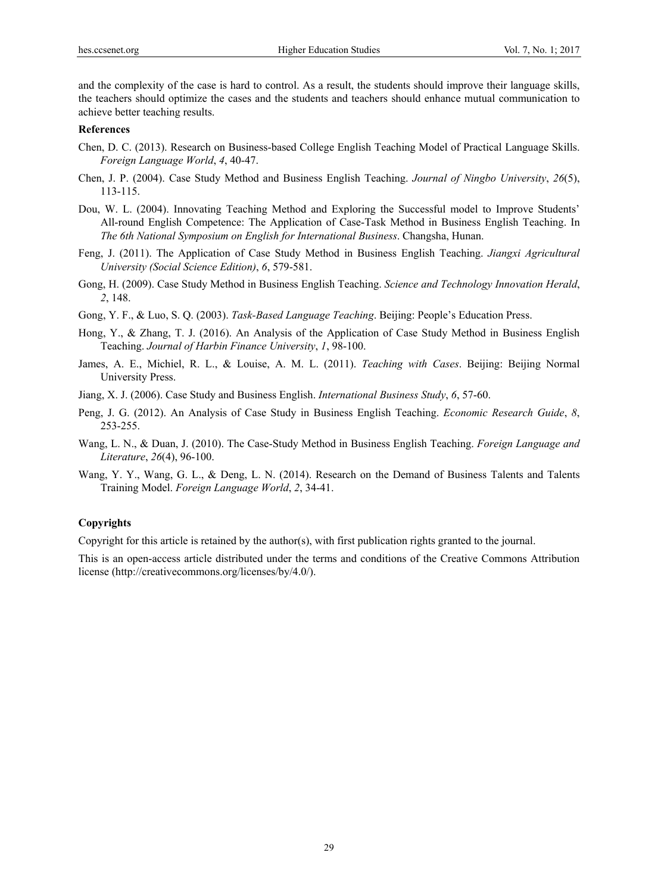and the complexity of the case is hard to control. As a result, the students should improve their language skills, the teachers should optimize the cases and the students and teachers should enhance mutual communication to achieve better teaching results.

## References

Chen, D. C. (2013). Research on Business-based College English Teaching Model of Practical Language Skills. *Foreign Language World*, *4*, 40-47.

Chen, J. P. (2004). Case Study Method and Business English Teaching. *Journal of Ningbo University*, *26*(5), 113-115.

Dou, W. L. (2004). Innovating Teaching Method and Exploring the Successful model to Improve Students' All-round English Competence: The Application of Case-Task Method in Business English Teaching. In *The 6th National Symposium on English for International Business*. Changsha, Hunan.

Feng, J. (2011). The Application of Case Study Method in Business English Teaching. *Jiangxi Agricultural University (Social Science Edition)*, *6*, 579-581.

Gong, H. (2009). Case Study Method in Business English Teaching. *Science and Technology Innovation Herald*, *2*, 148.

Gong, Y. F., & Luo, S. Q. (2003). *Task-Based Language Teaching*. Beijing: People's Education Press.

Hong, Y., & Zhang, T. J. (2016). An Analysis of the Application of Case Study Method in Business English Teaching. *Journal of Harbin Finance University*, *1*, 98-100.

James, A. E., Michiel, R. L., & Louise, A. M. L. (2011). *Teaching with Cases*. Beijing: Beijing Normal University Press.

Jiang, X. J. (2006). Case Study and Business English. *International Business Study*, *6*, 57-60.

Peng, J. G. (2012). An Analysis of Case Study in Business English Teaching. *Economic Research Guide*, *8*, 253-255.

Wang, L. N., & Duan, J. (2010). The Case-Study Method in Business English Teaching. *Foreign Language and Literature*, *26*(4), 96-100.

Wang, Y. Y., Wang, G. L., & Deng, L. N. (2014). Research on the Demand of Business Talents and Talents Training Model. *Foreign Language World*, *2*, 34-41.

## Copyrights

Copyright for this article is retained by the author(s), with first publication rights granted to the journal.

This is an open-access article distributed under the terms and conditions of the Creative Commons Attribution license (http://creativecommons.org/licenses/by/4.0/).